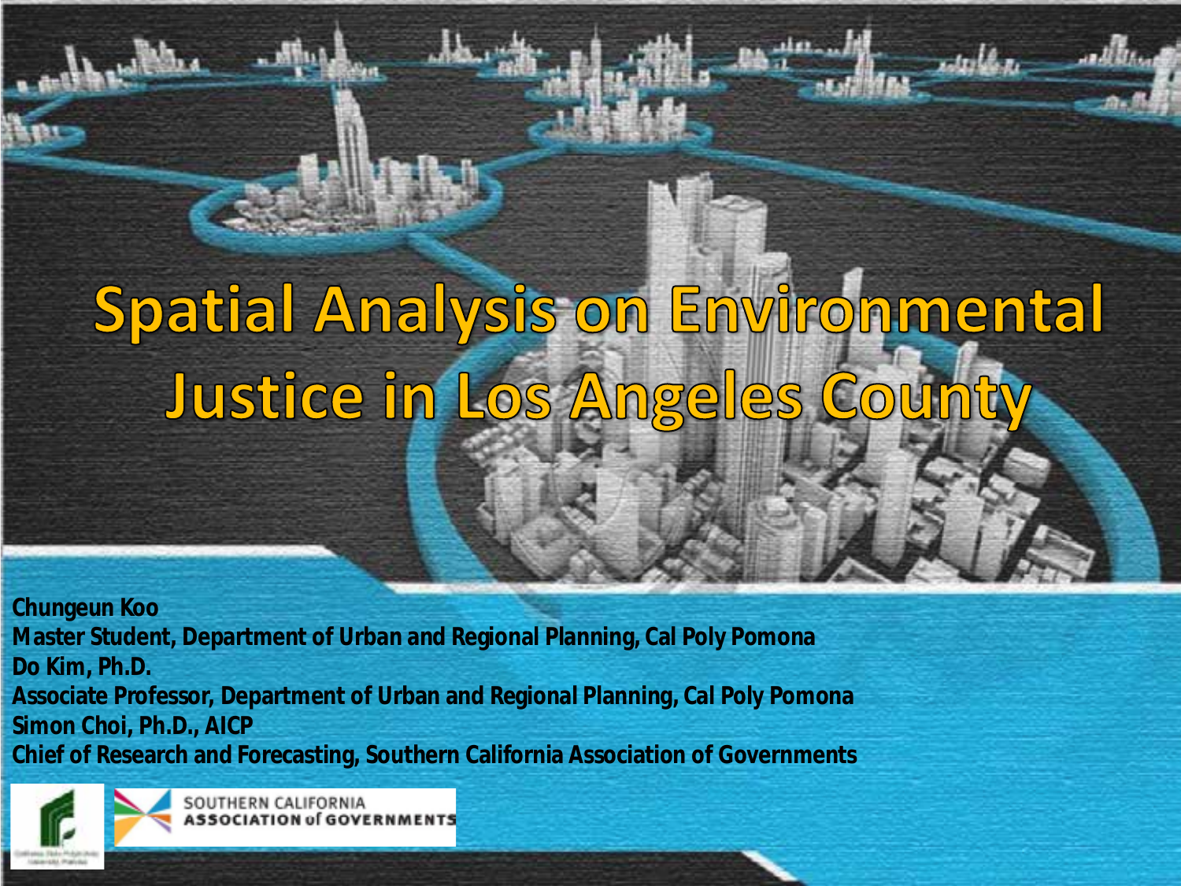# Spatial Analysis on Environmental Justice in Los Angeles County

**Chungeun Koo**
**Master Student, Department of Urban and Regional Planning, Cal Poly Pomona**
**Do Kim, Ph.D.**
**Associate Professor, Department of Urban and Regional Planning, Cal Poly Pomona**
**Simon Choi, Ph.D., AICP**
**Chief of Research and Forecasting, Southern California Association of Governments**

SOUTHERN CALIFORNIA ASSOCIATION of GOVERNMENTS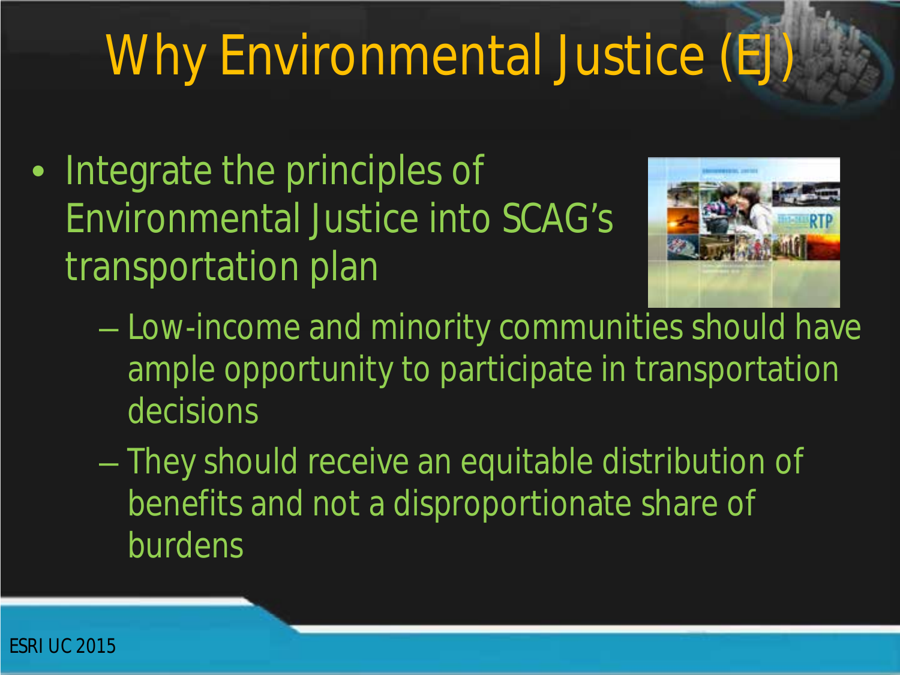# Why Environmental Justice (EJ)

- Integrate the principles of Environmental Justice into SCAG's transportation plan
  - Low-income and minority communities should have ample opportunity to participate in transportation decisions
  - They should receive an equitable distribution of benefits and not a disproportionate share of burdens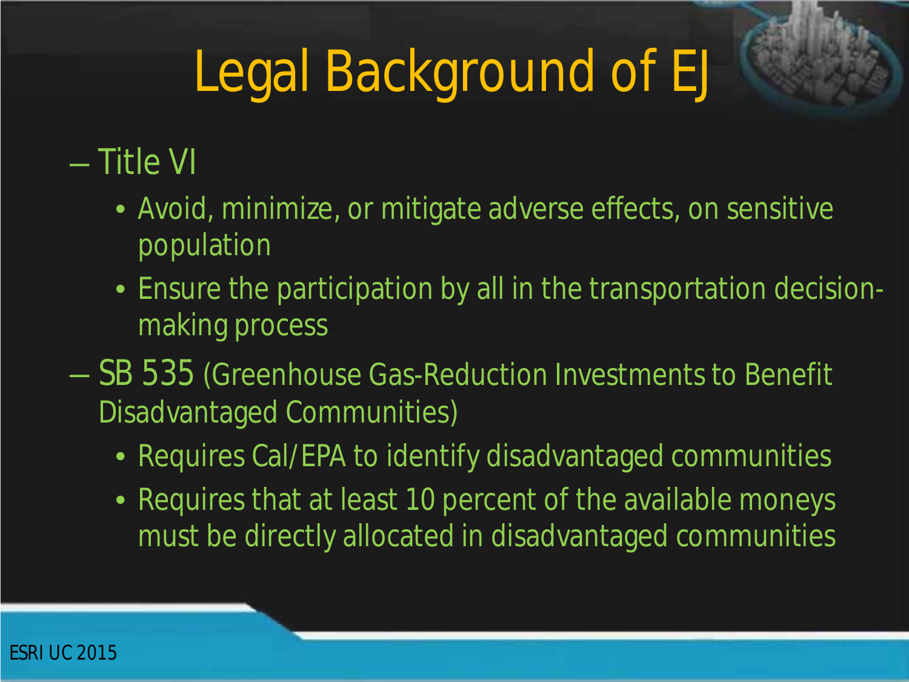# Legal Background of EJ

- Title VI
  - Avoid, minimize, or mitigate adverse effects, on sensitive population
  - Ensure the participation by all in the transportation decision-making process
- SB 535 (Greenhouse Gas-Reduction Investments to Benefit Disadvantaged Communities)
  - Requires Cal/EPA to identify disadvantaged communities
  - Requires that at least 10 percent of the available moneys must be directly allocated in disadvantaged communities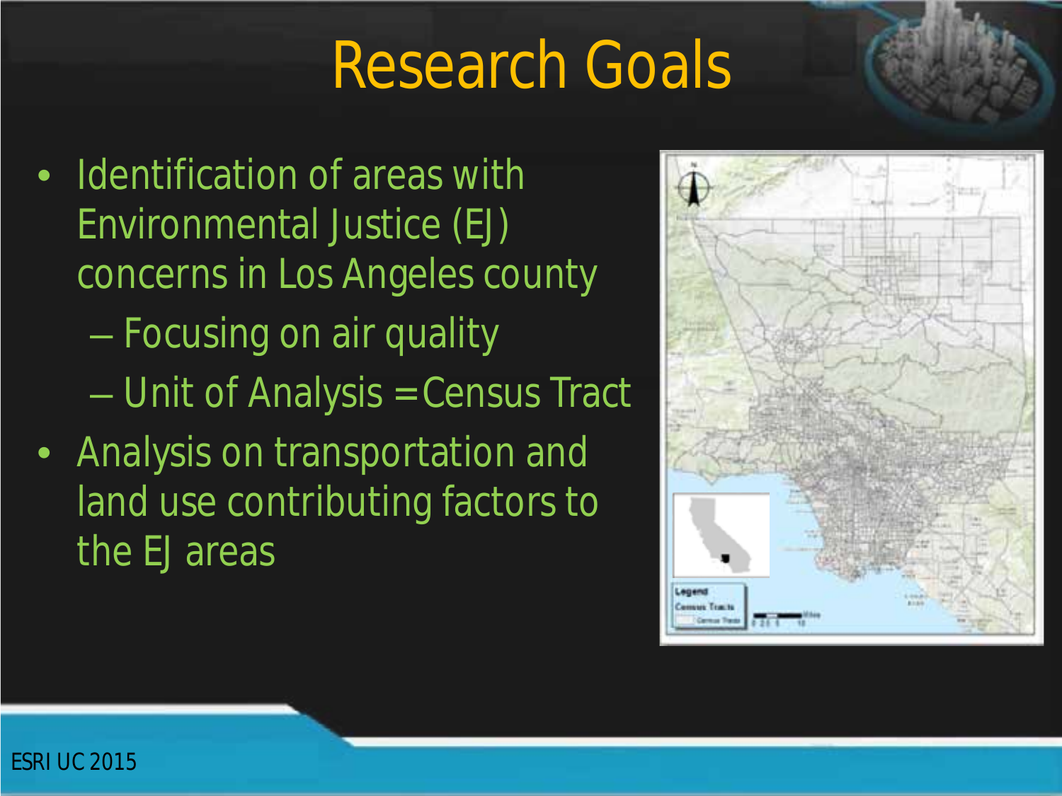# Research Goals

- Identification of areas with Environmental Justice (EJ) concerns in Los Angeles county
  - Focusing on air quality
  - Unit of Analysis = Census Tract
- Analysis on transportation and land use contributing factors to the EJ areas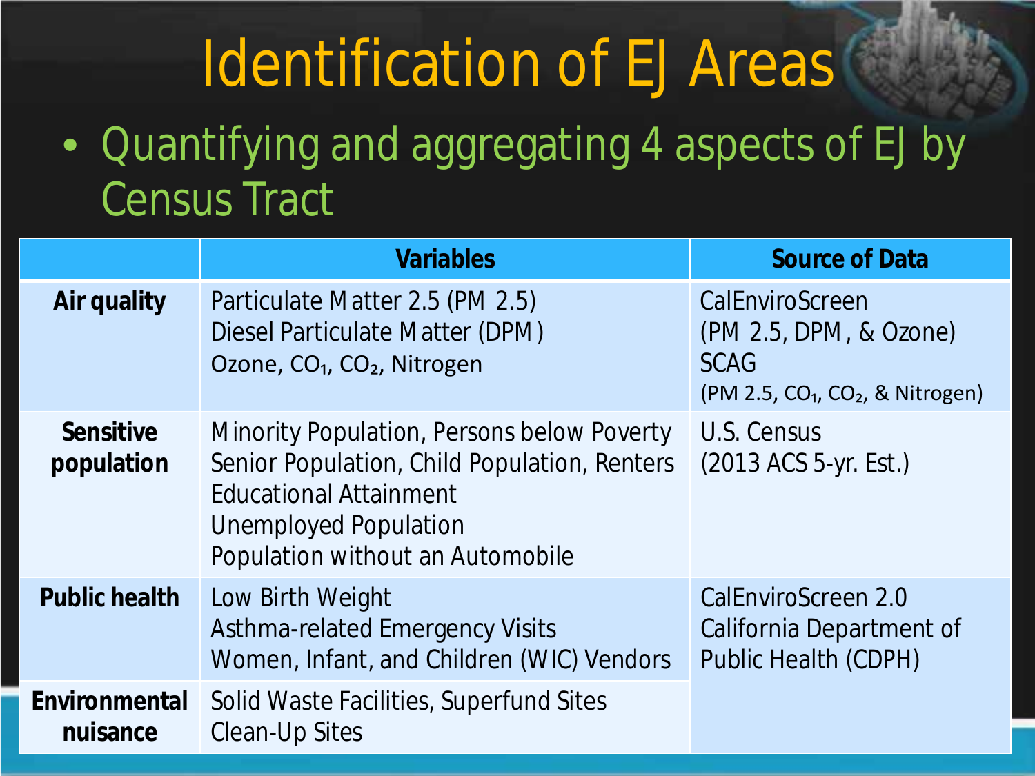# Identification of EJ Areas

- Quantifying and aggregating 4 aspects of EJ by Census Tract

| | Variables | Source of Data |
|---|---|---|
| **Air quality** | Particulate Matter 2.5 (PM 2.5)<br>Diesel Particulate Matter (DPM)<br>Ozone, $CO_1$, $CO_2$, Nitrogen | CalEnviroScreen<br>(PM 2.5, DPM, & Ozone)<br>SCAG<br>(PM 2.5, $CO_1$, $CO_2$, & Nitrogen) |
| **Sensitive population** | Minority Population, Persons below Poverty<br>Senior Population, Child Population, Renters<br>Educational Attainment<br>Unemployed Population<br>Population without an Automobile | U.S. Census<br>(2013 ACS 5-yr. Est.) |
| **Public health** | Low Birth Weight<br>Asthma-related Emergency Visits<br>Women, Infant, and Children (WIC) Vendors | CalEnviroScreen 2.0<br>California Department of Public Health (CDPH) |
| **Environmental nuisance** | Solid Waste Facilities, Superfund Sites<br>Clean-Up Sites | |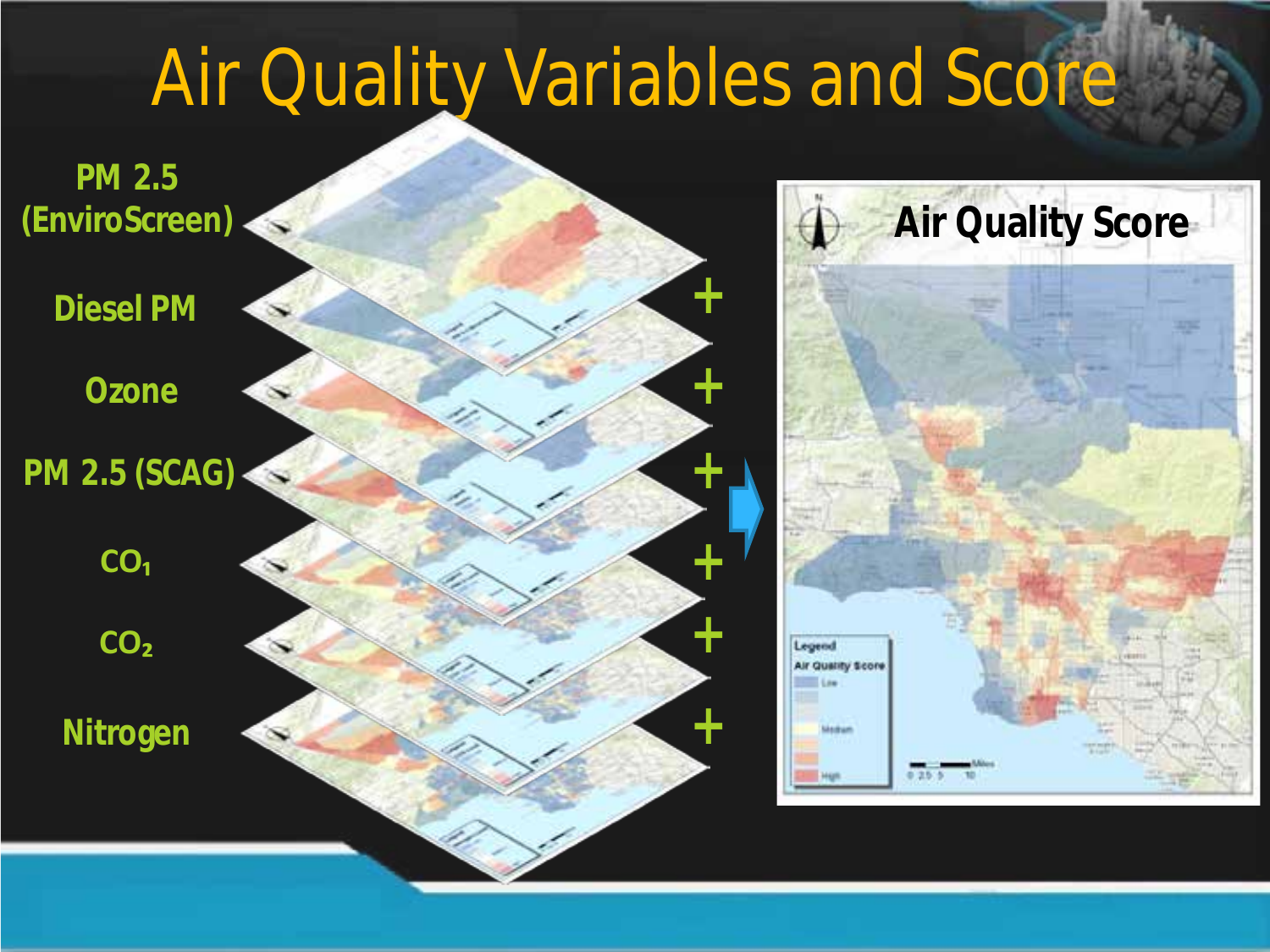# Air Quality Variables and Score

- PM 2.5 (EnviroScreen)
- Diesel PM +
- Ozone +
- PM 2.5 (SCAG) +
- $CO_1$ +
- $CO_2$ +
- Nitrogen +

**Air Quality Score**

Legend
Air Quality Score
Low
Medium
High

0 2.5 5 10 Miles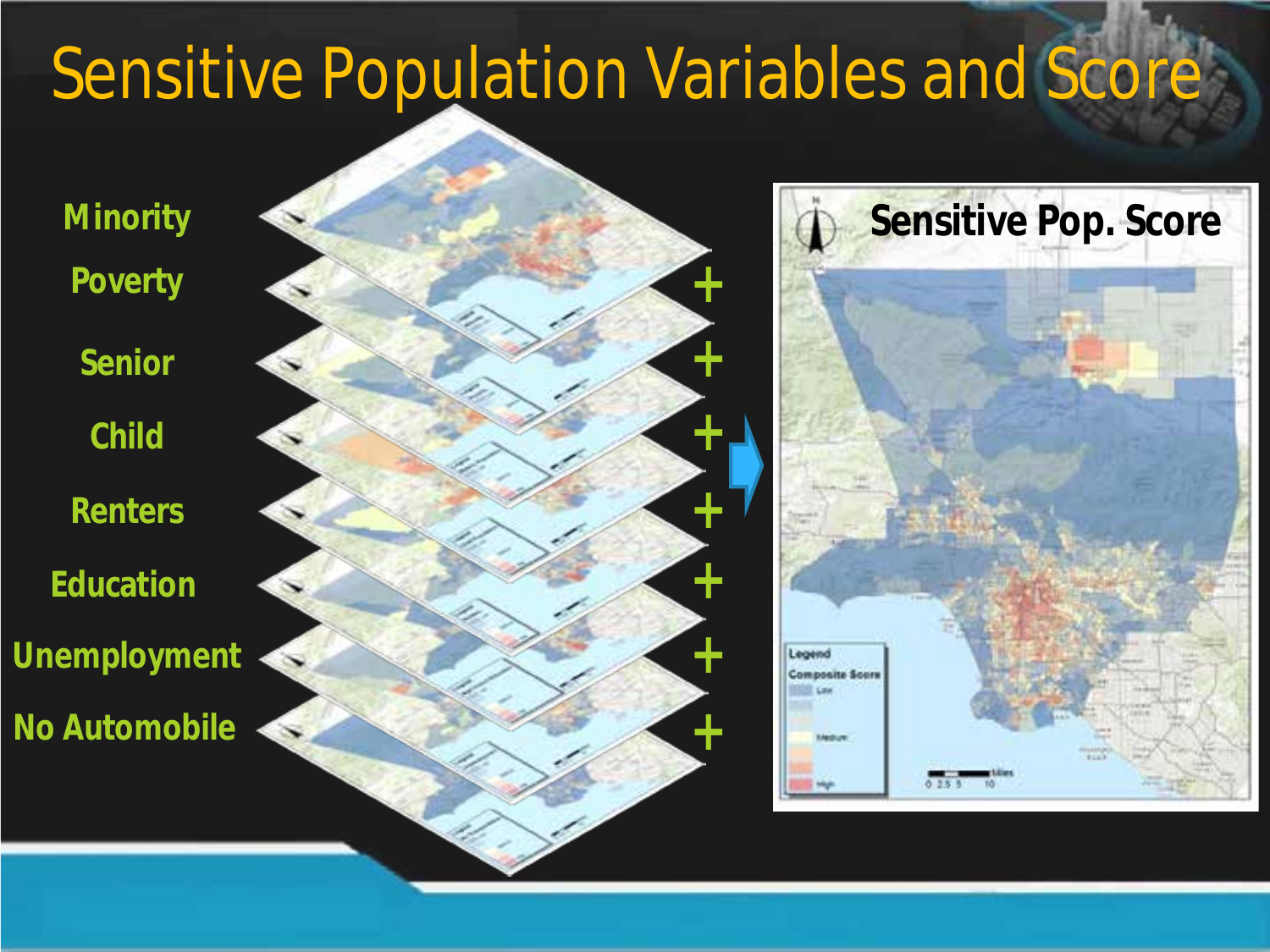# Sensitive Population Variables and Score

- Minority
- Poverty
- Senior
- Child
- Renters
- Education
- Unemployment
- No Automobile

Sensitive Pop. Score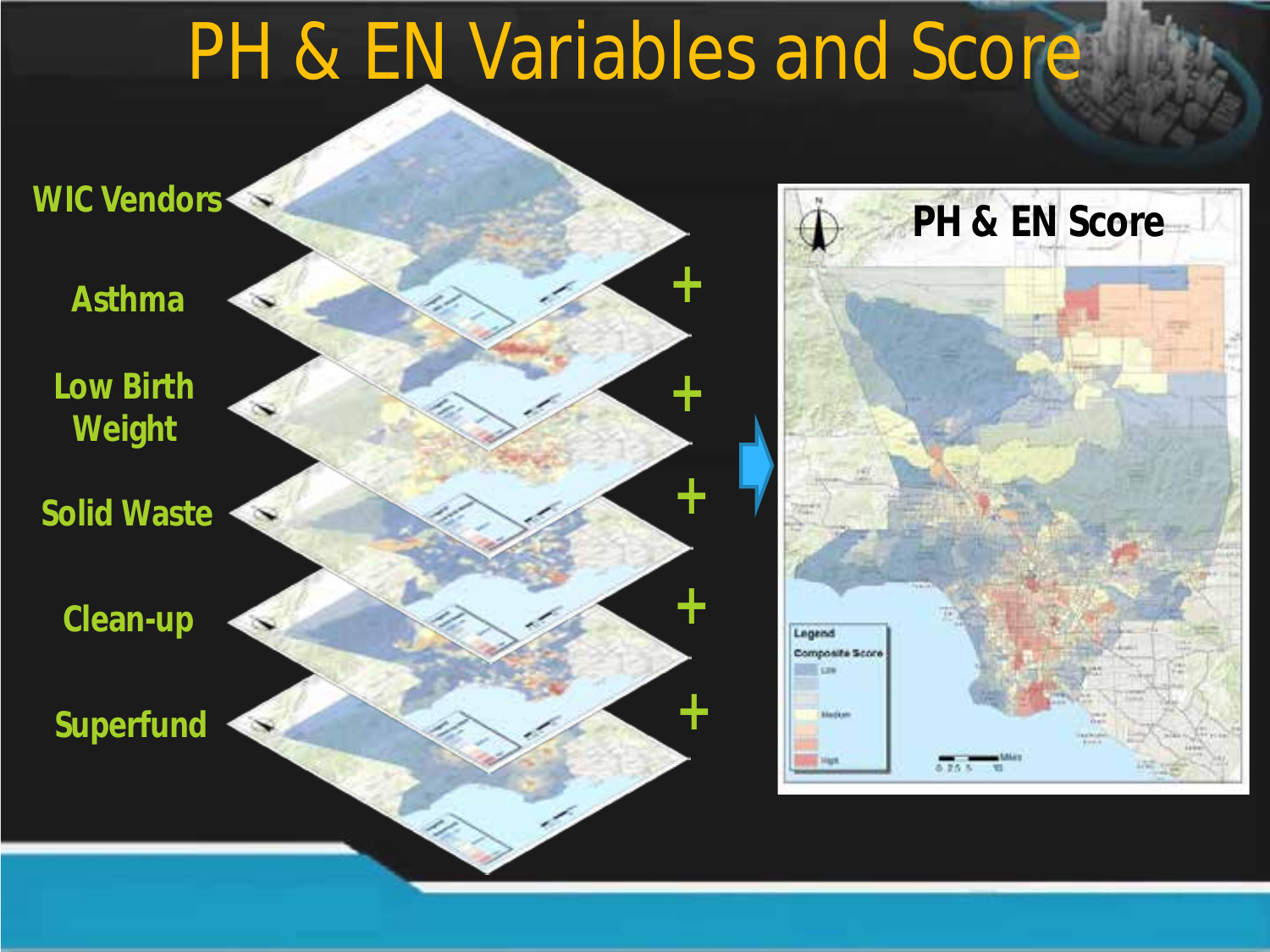# PH & EN Variables and Score

- WIC Vendors
- Asthma
- Low Birth Weight
- Solid Waste
- Clean-up
- Superfund

PH & EN Score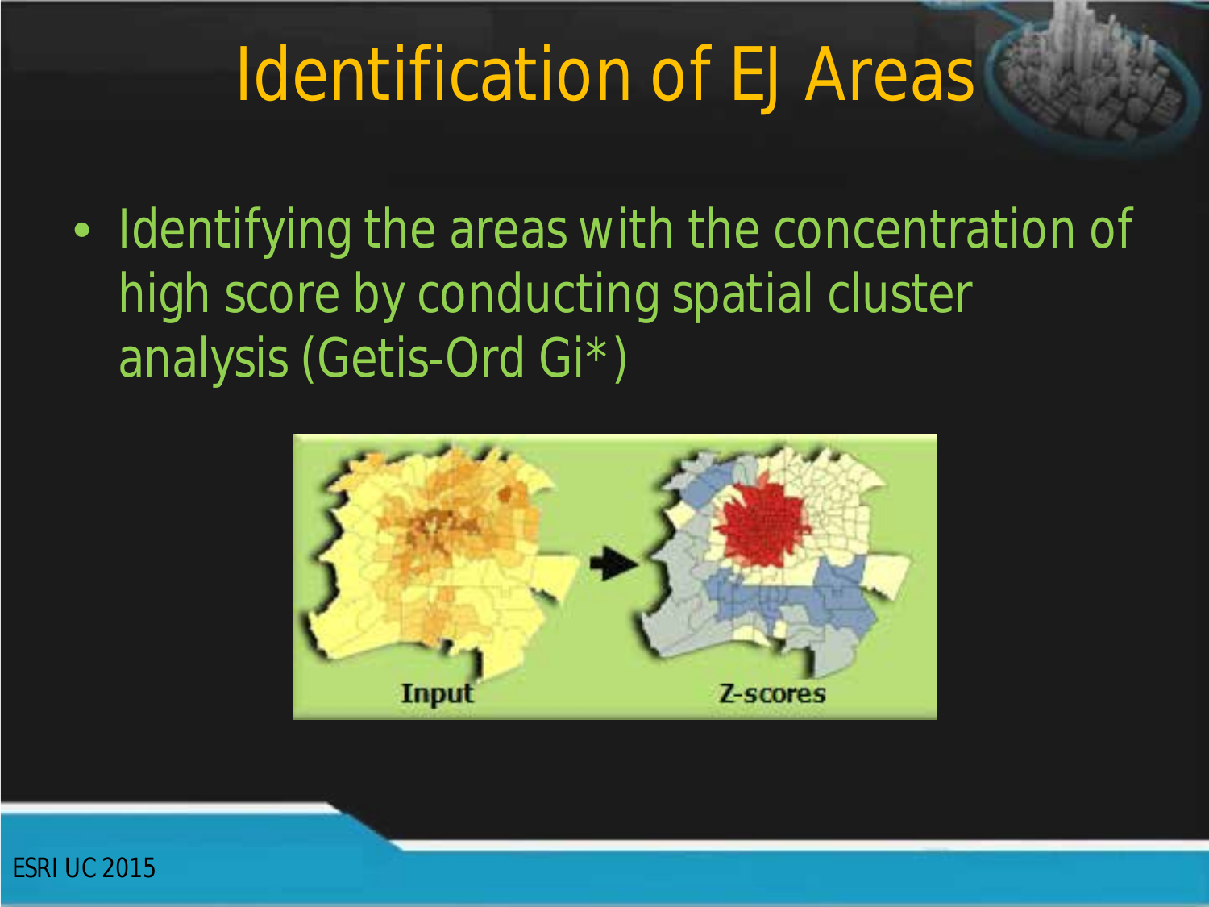# Identification of EJ Areas

- Identifying the areas with the concentration of high score by conducting spatial cluster analysis (Getis-Ord Gi*)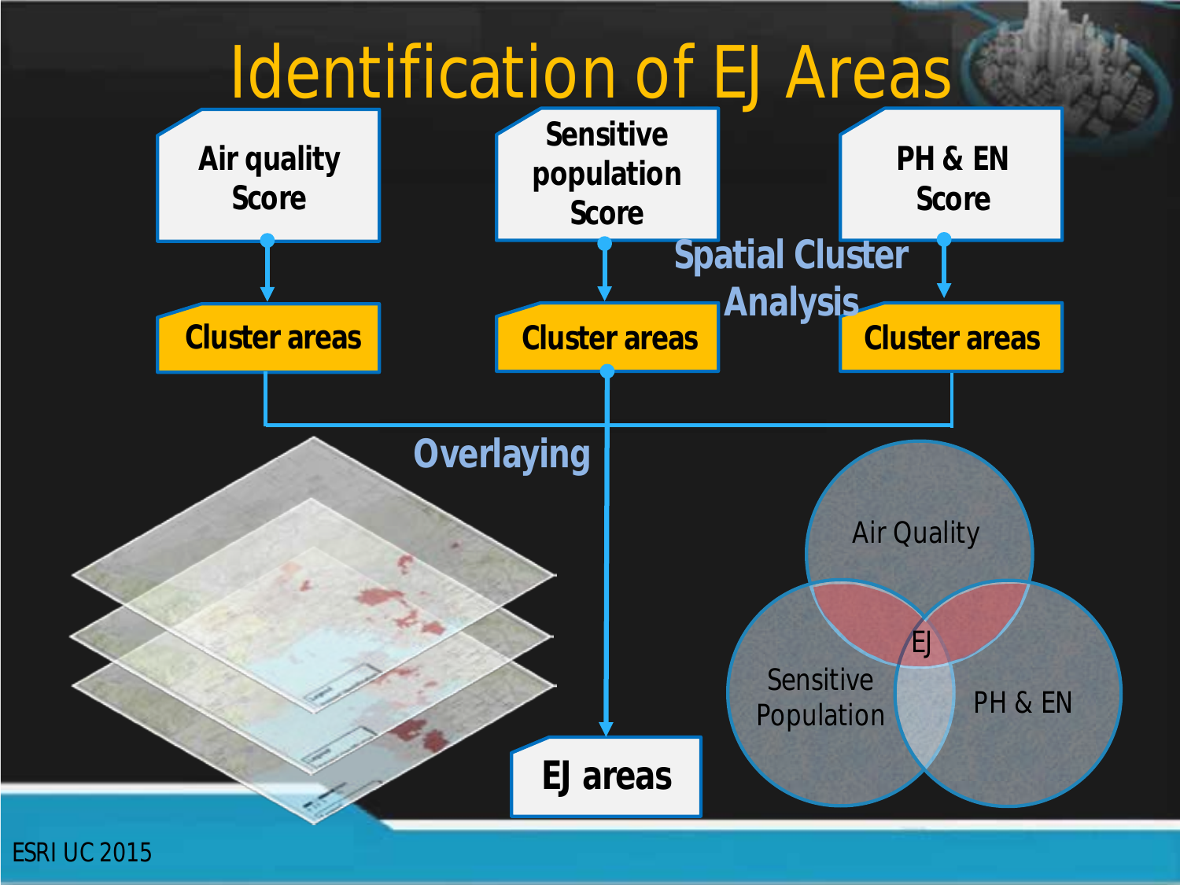# Identification of EJ Areas

Air quality Score → Cluster areas

Sensitive population Score → Cluster areas

PH & EN Score → Cluster areas

Spatial Cluster Analysis

Overlaying

EJ areas

Air Quality

Sensitive Population

PH & EN

EJ

ESRI UC 2015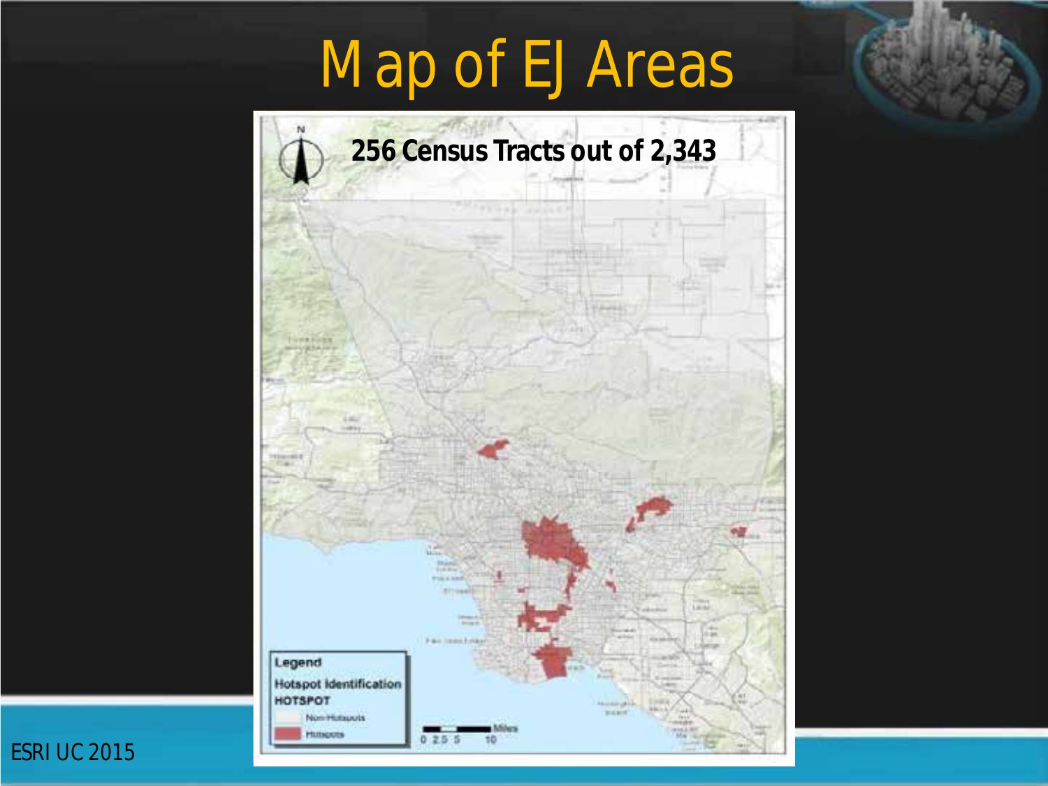# Map of EJ Areas

**256 Census Tracts out of 2,343**

Legend

Hotspot Identification

HOTSPOT

Non-Hotspots

Hotspots

0 2.5 5 10 Miles

ESRI UC 2015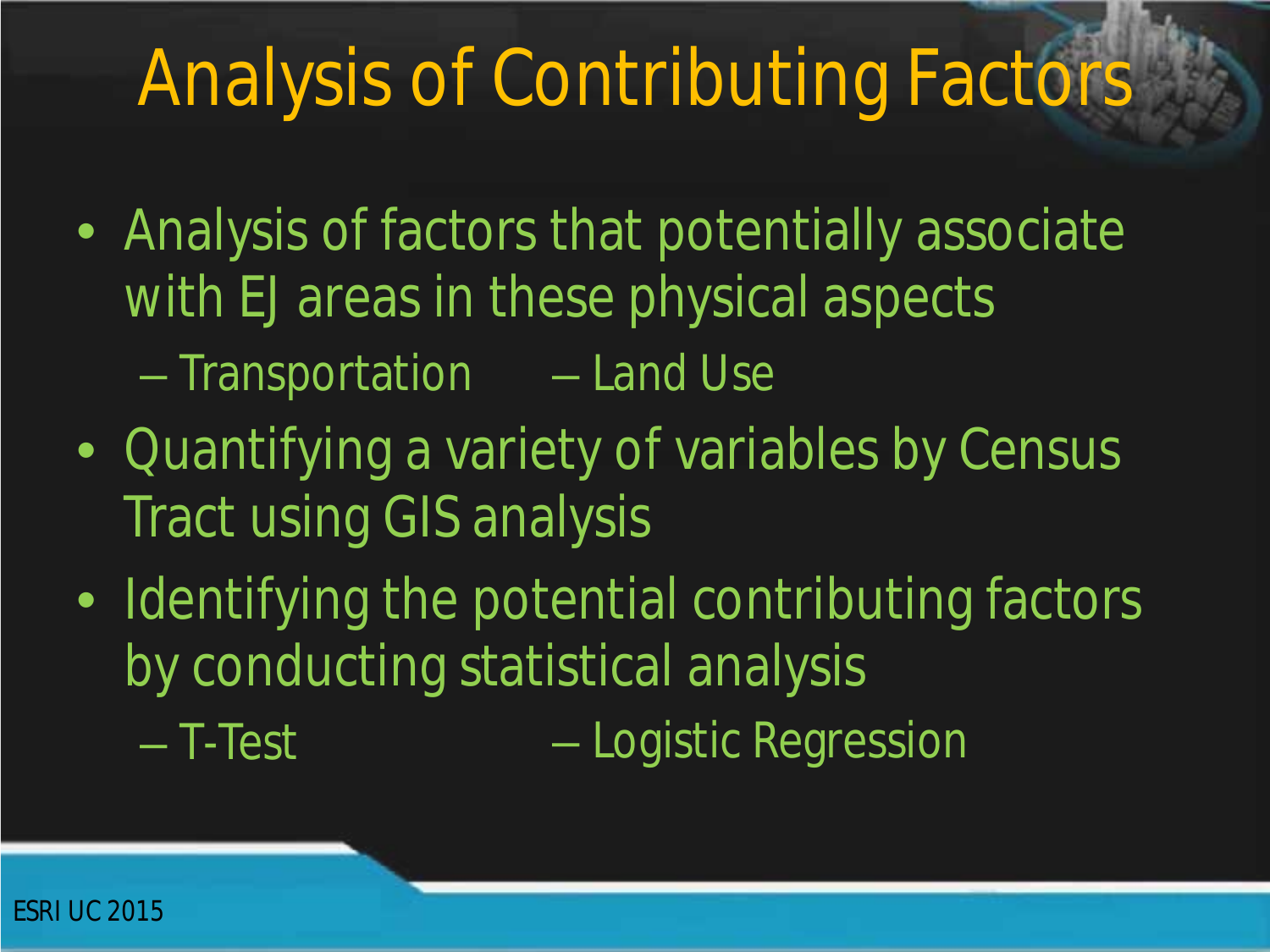# Analysis of Contributing Factors

- Analysis of factors that potentially associate with EJ areas in these physical aspects
  - Transportation
  - Land Use
- Quantifying a variety of variables by Census Tract using GIS analysis
- Identifying the potential contributing factors by conducting statistical analysis
  - T-Test
  - Logistic Regression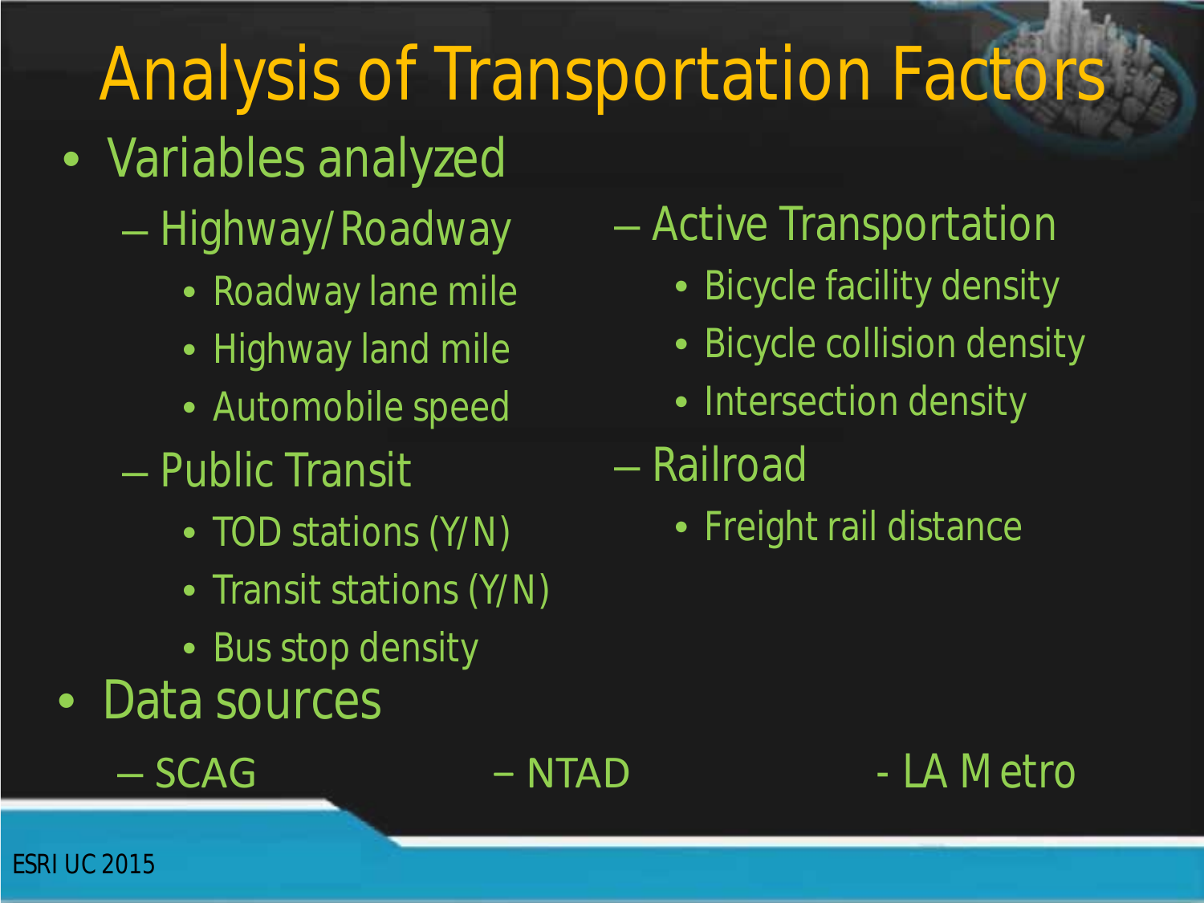# Analysis of Transportation Factors

- Variables analyzed
  - Highway/Roadway
    - Roadway lane mile
    - Highway land mile
    - Automobile speed
  - Public Transit
    - TOD stations (Y/N)
    - Transit stations (Y/N)
    - Bus stop density
  - Active Transportation
    - Bicycle facility density
    - Bicycle collision density
    - Intersection density
  - Railroad
    - Freight rail distance
- Data sources
  - SCAG
  - NTAD
  - LA Metro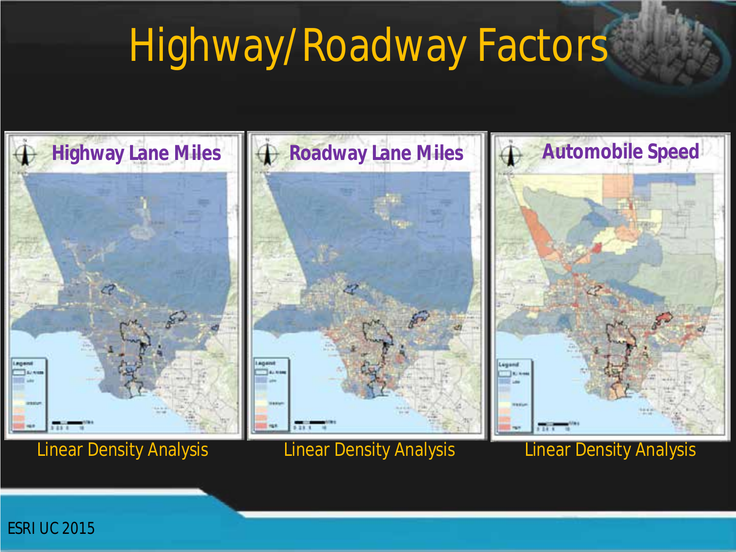# Highway/Roadway Factors

**Highway Lane Miles**

Linear Density Analysis

**Roadway Lane Miles**

Linear Density Analysis

**Automobile Speed**

Linear Density Analysis

ESRI UC 2015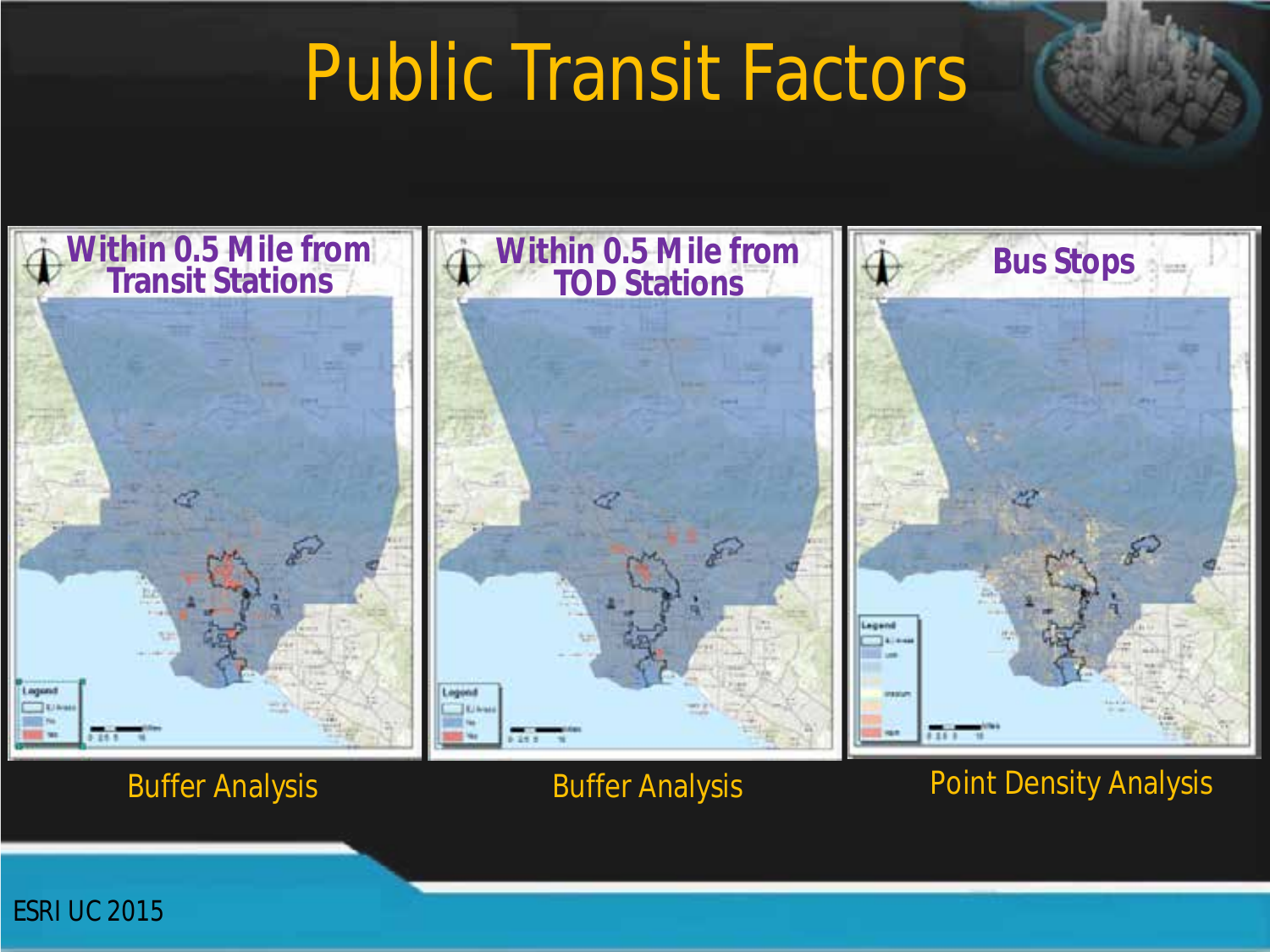# Public Transit Factors

**Within 0.5 Mile from Transit Stations**

Buffer Analysis

**Within 0.5 Mile from TOD Stations**

Buffer Analysis

**Bus Stops**

Point Density Analysis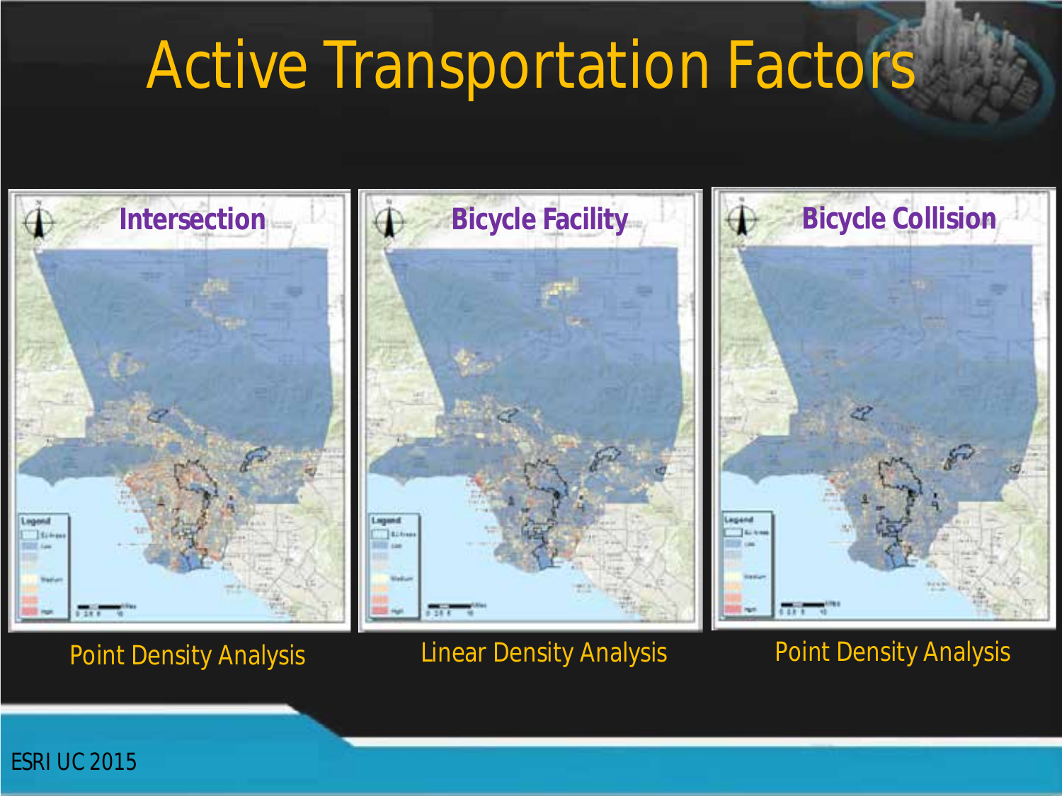# Active Transportation Factors

**Intersection**

Point Density Analysis

**Bicycle Facility**

Linear Density Analysis

**Bicycle Collision**

Point Density Analysis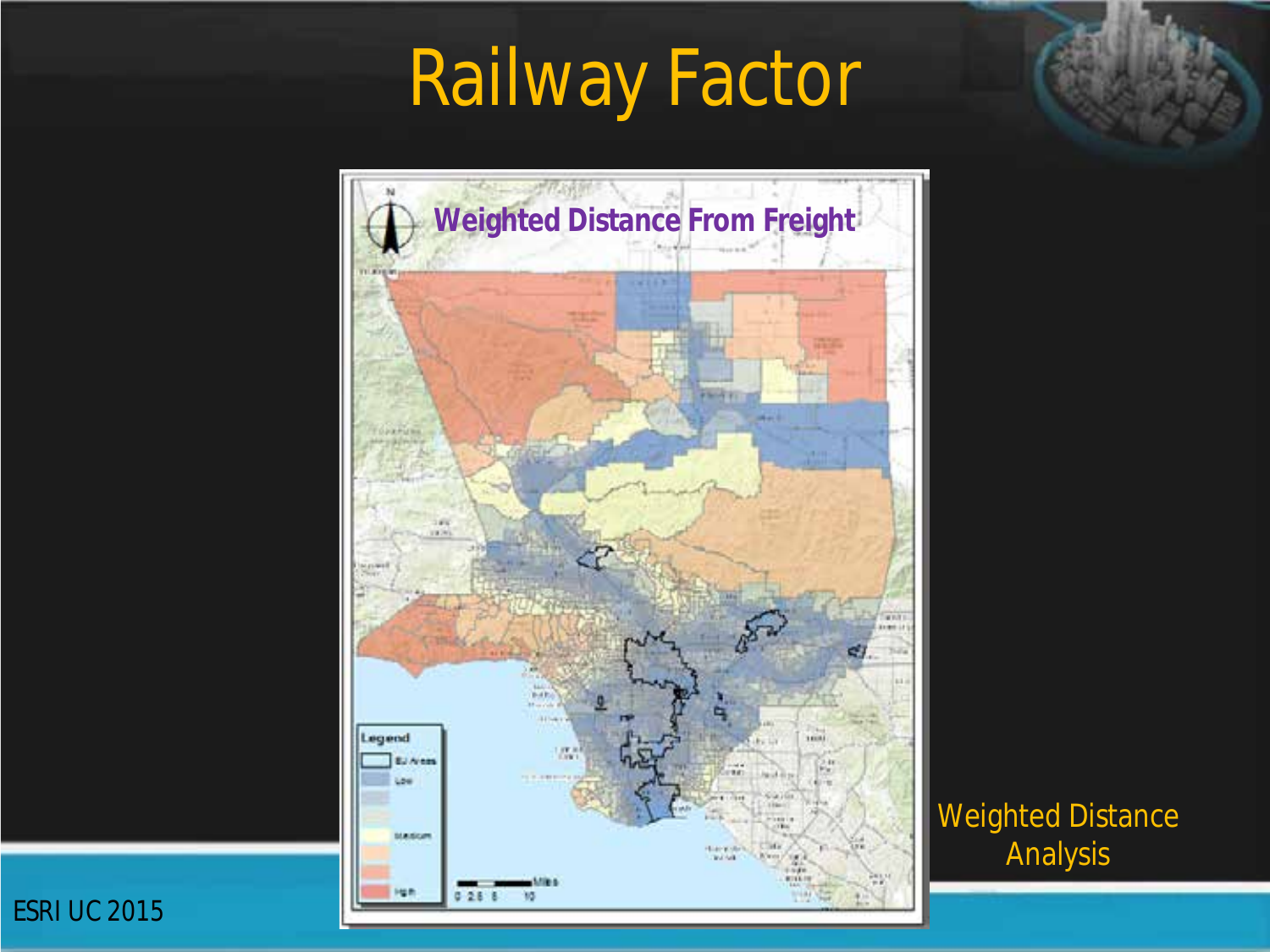# Railway Factor

Weighted Distance From Freight

Legend

EJ Areas

Low

Medium

High

Miles

0 2.5 5 10

Weighted Distance Analysis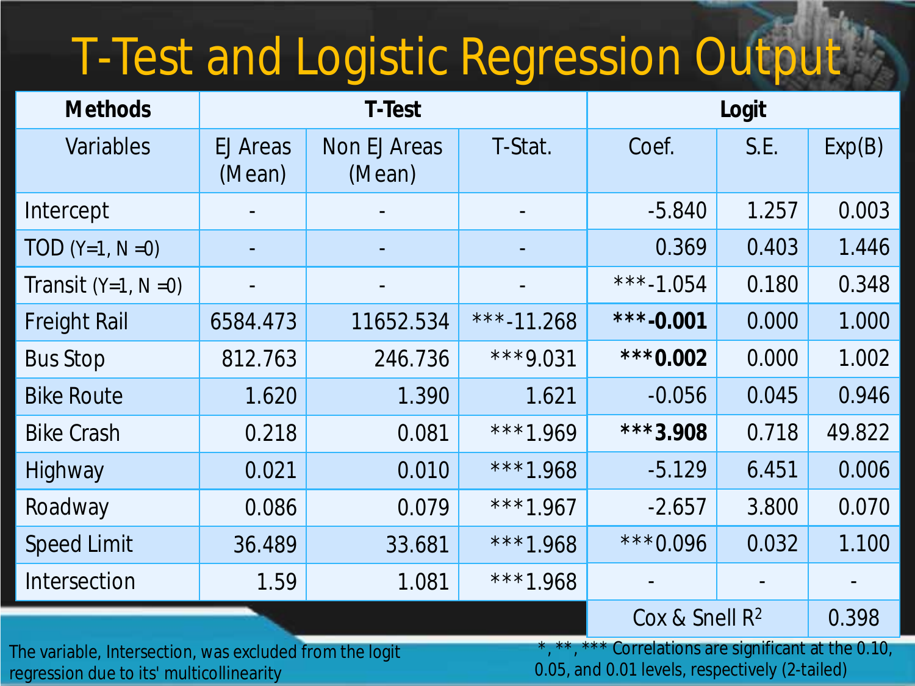# T-Test and Logistic Regression Output

| Methods | T-Test | | | Logit | | |
|---|---|---|---|---|---|---|
| Variables | EJ Areas (Mean) | Non EJ Areas (Mean) | T-Stat. | Coef. | S.E. | Exp(B) |
| Intercept | - | - | - | -5.840 | 1.257 | 0.003 |
| TOD (Y=1, N =0) | - | - | - | 0.369 | 0.403 | 1.446 |
| Transit (Y=1, N =0) | - | - | - | ***-1.054 | 0.180 | 0.348 |
| Freight Rail | 6584.473 | 11652.534 | ***-11.268 | **\*\*\*-0.001** | 0.000 | 1.000 |
| Bus Stop | 812.763 | 246.736 | ***9.031 | **\*\*\*0.002** | 0.000 | 1.002 |
| Bike Route | 1.620 | 1.390 | 1.621 | -0.056 | 0.045 | 0.946 |
| Bike Crash | 0.218 | 0.081 | ***1.969 | **\*\*\*3.908** | 0.718 | 49.822 |
| Highway | 0.021 | 0.010 | ***1.968 | -5.129 | 6.451 | 0.006 |
| Roadway | 0.086 | 0.079 | ***1.967 | -2.657 | 3.800 | 0.070 |
| Speed Limit | 36.489 | 33.681 | ***1.968 | ***0.096 | 0.032 | 1.100 |
| Intersection | 1.59 | 1.081 | ***1.968 | - | - | - |
| | | | | Cox & Snell $R^2$ | | 0.398 |

The variable, Intersection, was excluded from the logit regression due to its' multicollinearity

*, **, *** Correlations are significant at the 0.10, 0.05, and 0.01 levels, respectively (2-tailed)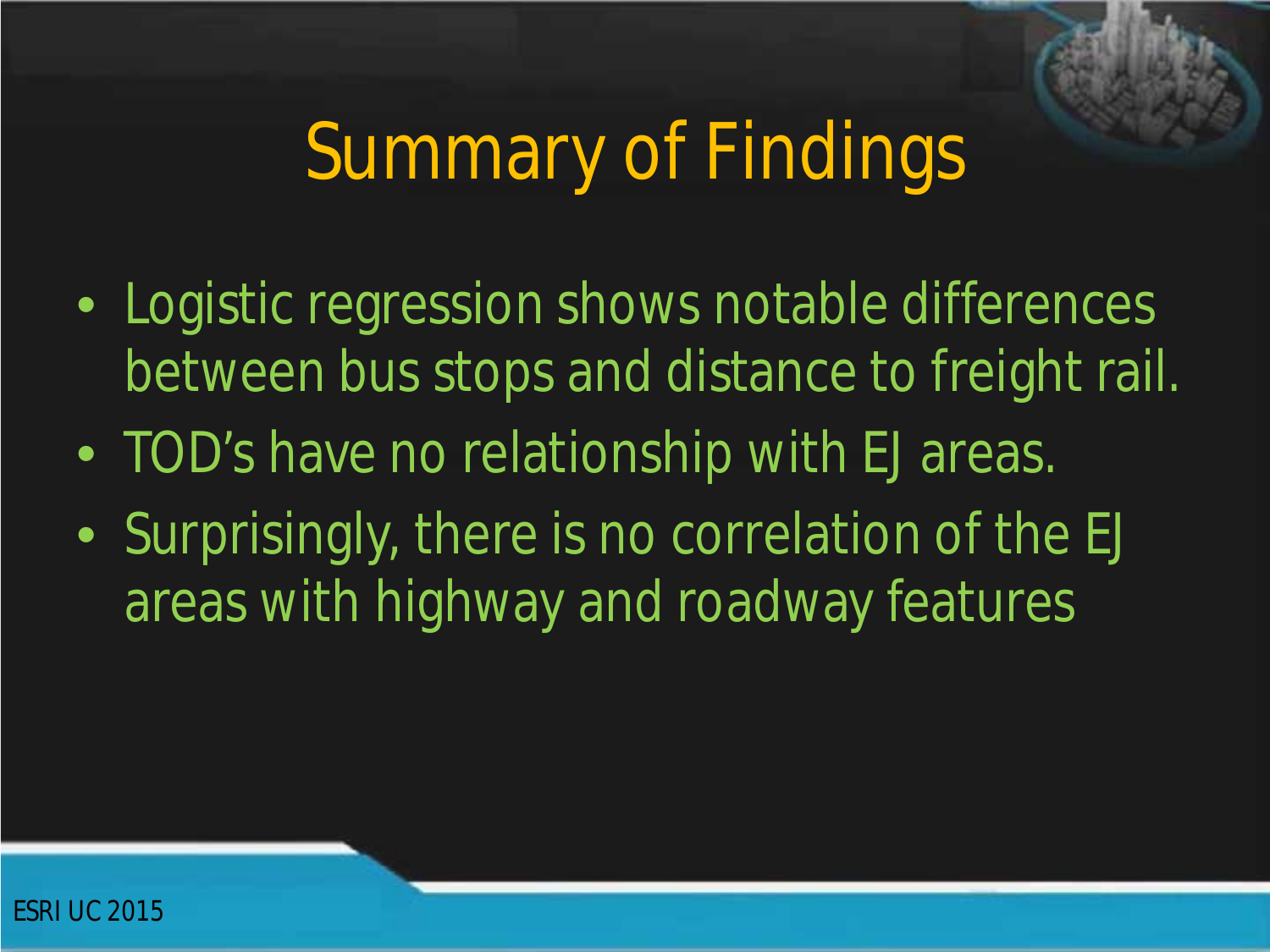# Summary of Findings

- Logistic regression shows notable differences between bus stops and distance to freight rail.
- TOD's have no relationship with EJ areas.
- Surprisingly, there is no correlation of the EJ areas with highway and roadway features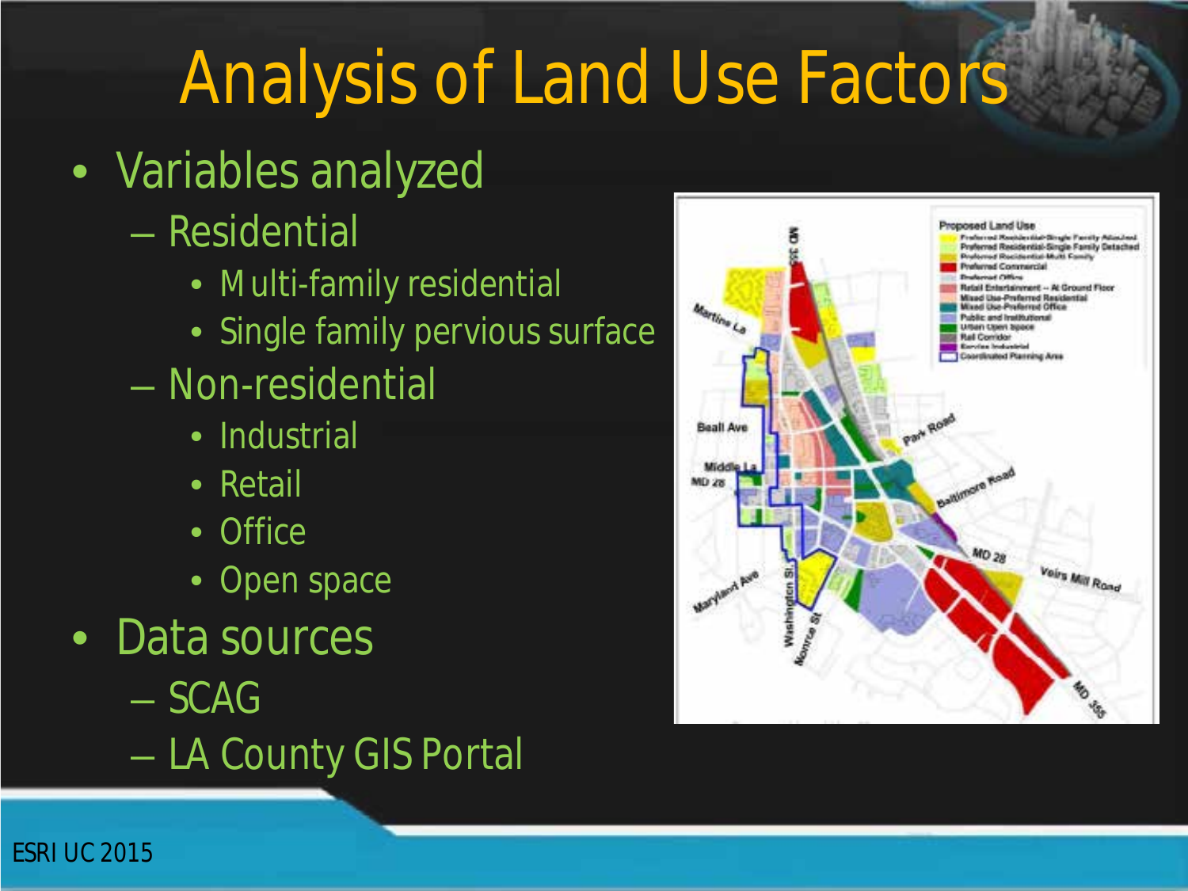# Analysis of Land Use Factors

- Variables analyzed
  - Residential
    - Multi-family residential
    - Single family pervious surface
  - Non-residential
    - Industrial
    - Retail
    - Office
    - Open space
- Data sources
  - SCAG
  - LA County GIS Portal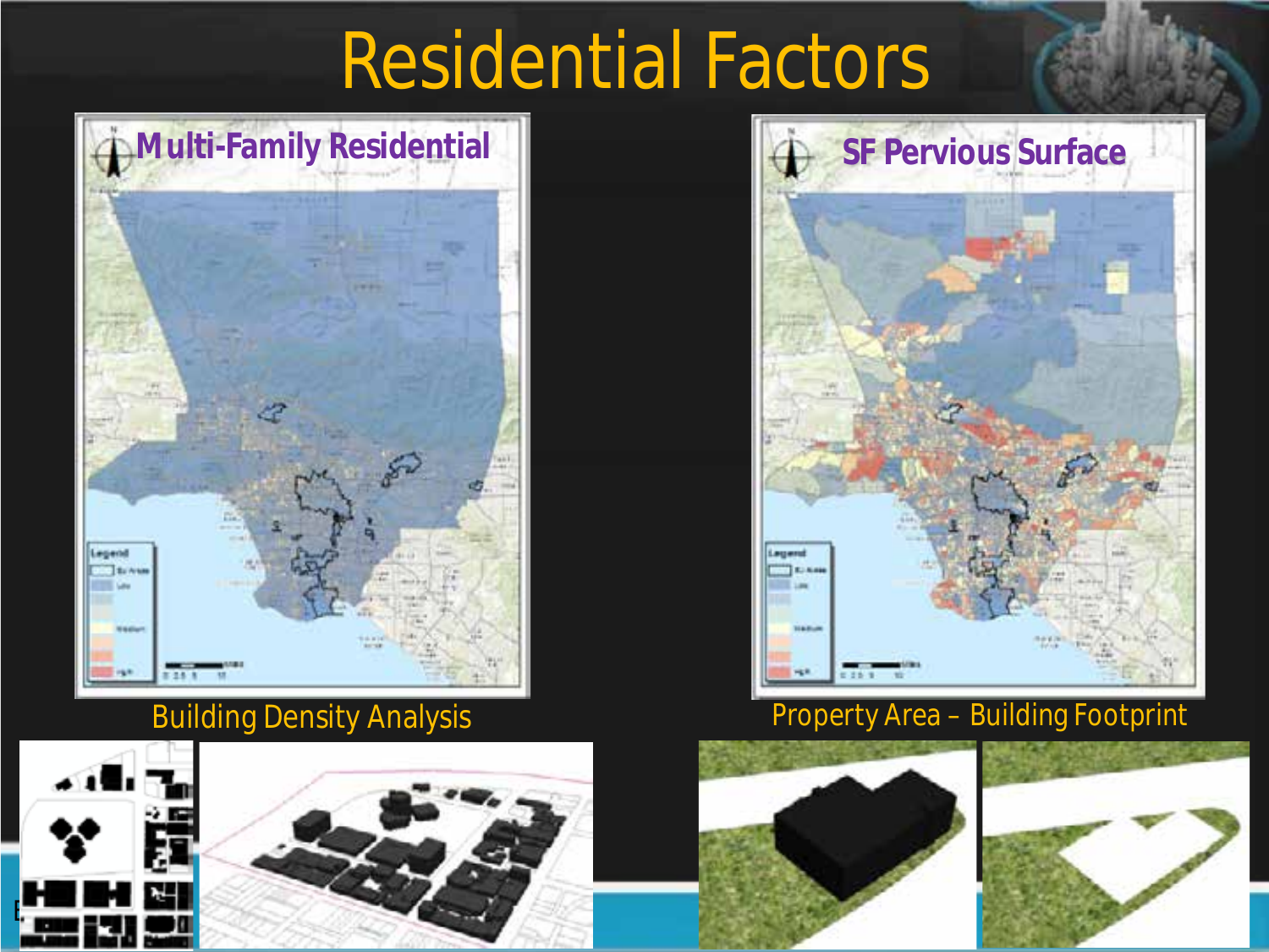# Residential Factors

Multi-Family Residential

SF Pervious Surface

Building Density Analysis

Property Area – Building Footprint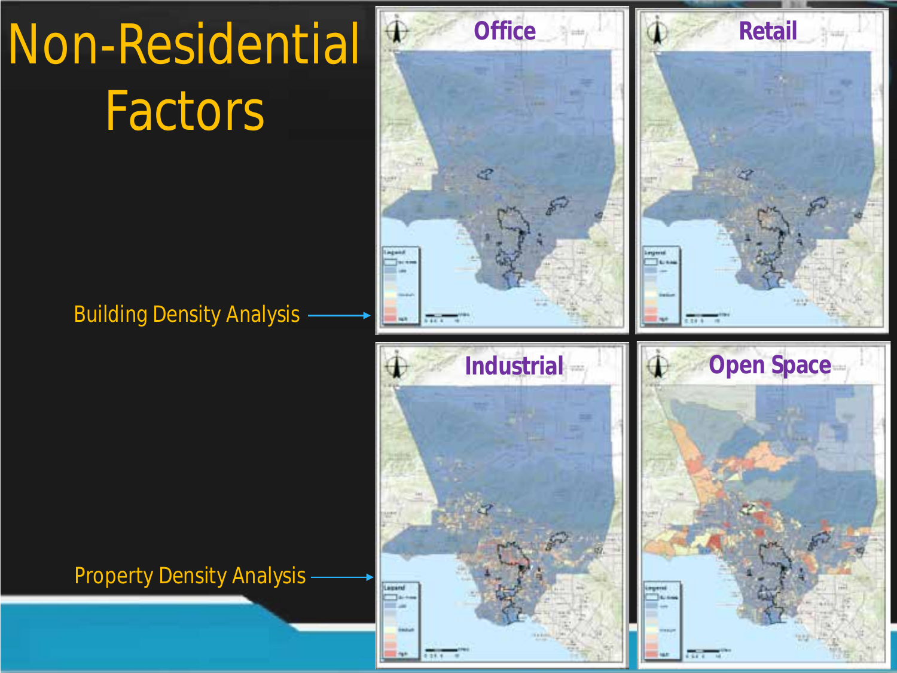# Non-Residential Factors

Office

Retail

Industrial

Open Space

Building Density Analysis →

Property Density Analysis →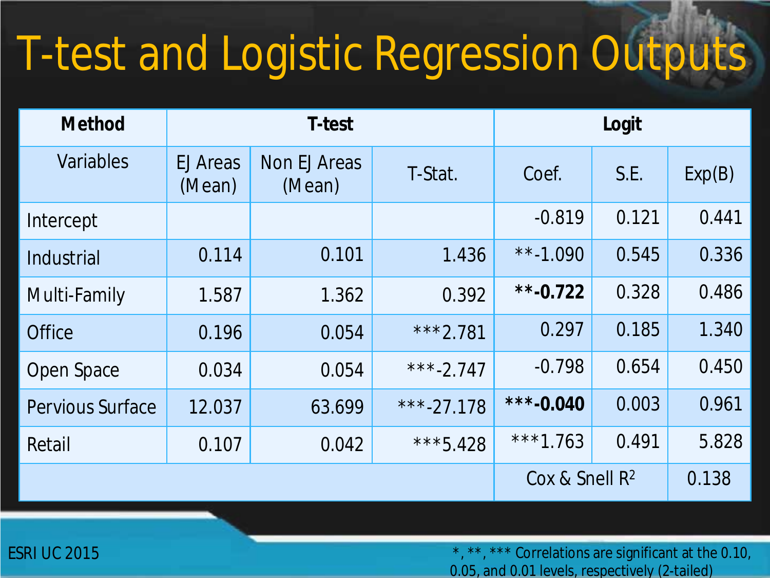# T-test and Logistic Regression Outputs

| **Method** | **T-test** | | | **Logit** | | |
|---|---|---|---|---|---|---|
| Variables | EJ Areas (Mean) | Non EJ Areas (Mean) | T-Stat. | Coef. | S.E. | Exp(B) |
| Intercept | | | | -0.819 | 0.121 | 0.441 |
| Industrial | 0.114 | 0.101 | 1.436 | **-1.090 | 0.545 | 0.336 |
| Multi-Family | 1.587 | 1.362 | 0.392 | **\*\*-0.722** | 0.328 | 0.486 |
| Office | 0.196 | 0.054 | ***2.781 | 0.297 | 0.185 | 1.340 |
| Open Space | 0.034 | 0.054 | ***-2.747 | -0.798 | 0.654 | 0.450 |
| Pervious Surface | 12.037 | 63.699 | ***-27.178 | **\*\*\*-0.040** | 0.003 | 0.961 |
| Retail | 0.107 | 0.042 | ***5.428 | ***1.763 | 0.491 | 5.828 |
| | | | | Cox & Snell $R^2$ | | 0.138 |

ESRI UC 2015

*, **, *** Correlations are significant at the 0.10, 0.05, and 0.01 levels, respectively (2-tailed)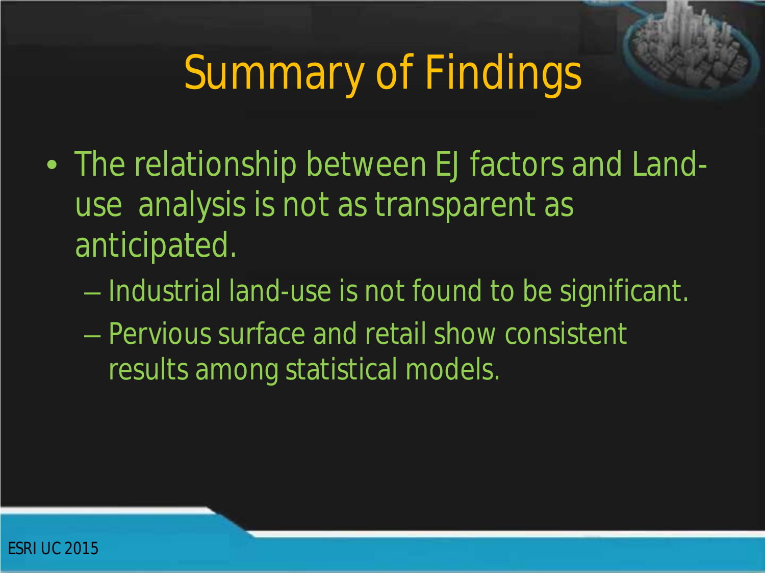# Summary of Findings

- The relationship between EJ factors and Land-use analysis is not as transparent as anticipated.
  - Industrial land-use is not found to be significant.
  - Pervious surface and retail show consistent results among statistical models.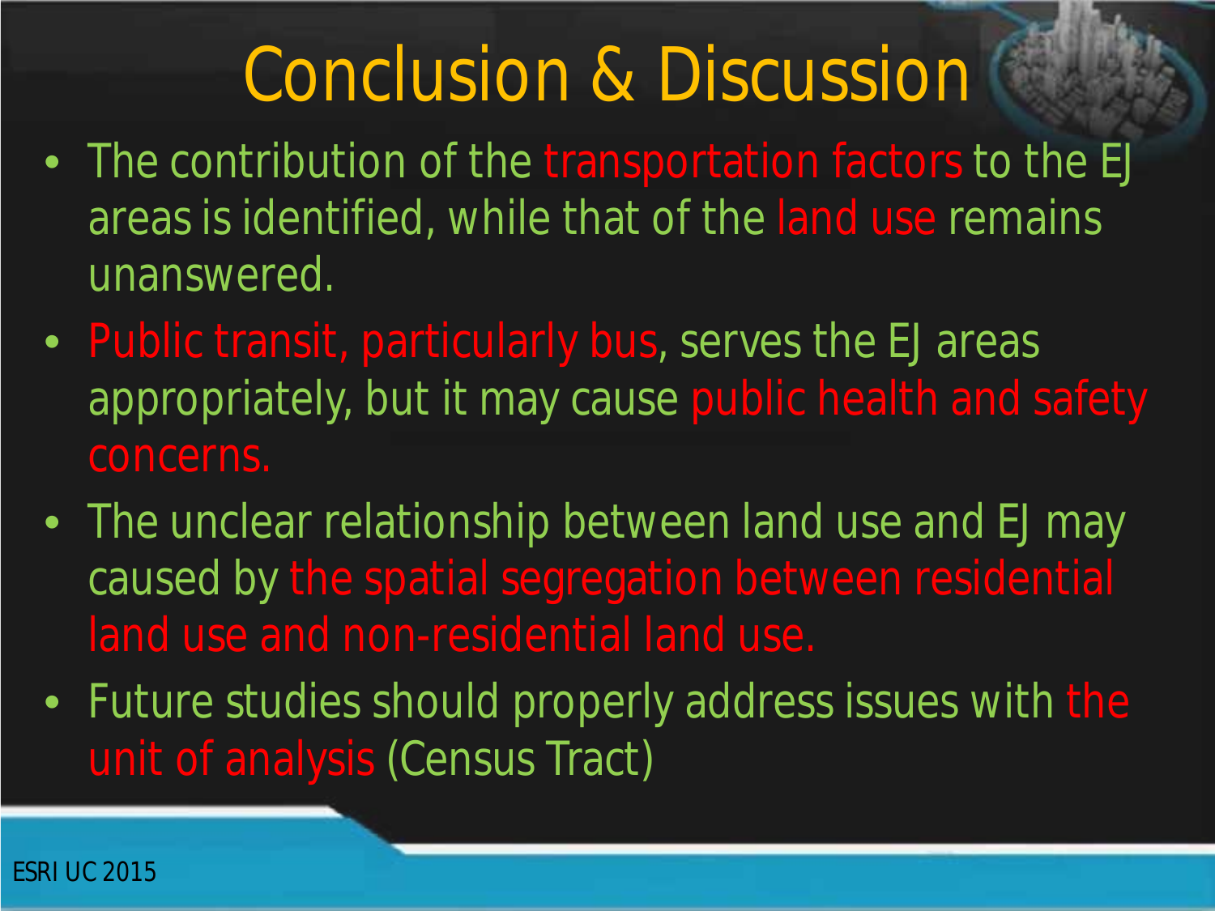# Conclusion & Discussion

- The contribution of the transportation factors to the EJ areas is identified, while that of the land use remains unanswered.
- Public transit, particularly bus, serves the EJ areas appropriately, but it may cause public health and safety concerns.
- The unclear relationship between land use and EJ may caused by the spatial segregation between residential land use and non-residential land use.
- Future studies should properly address issues with the unit of analysis (Census Tract)